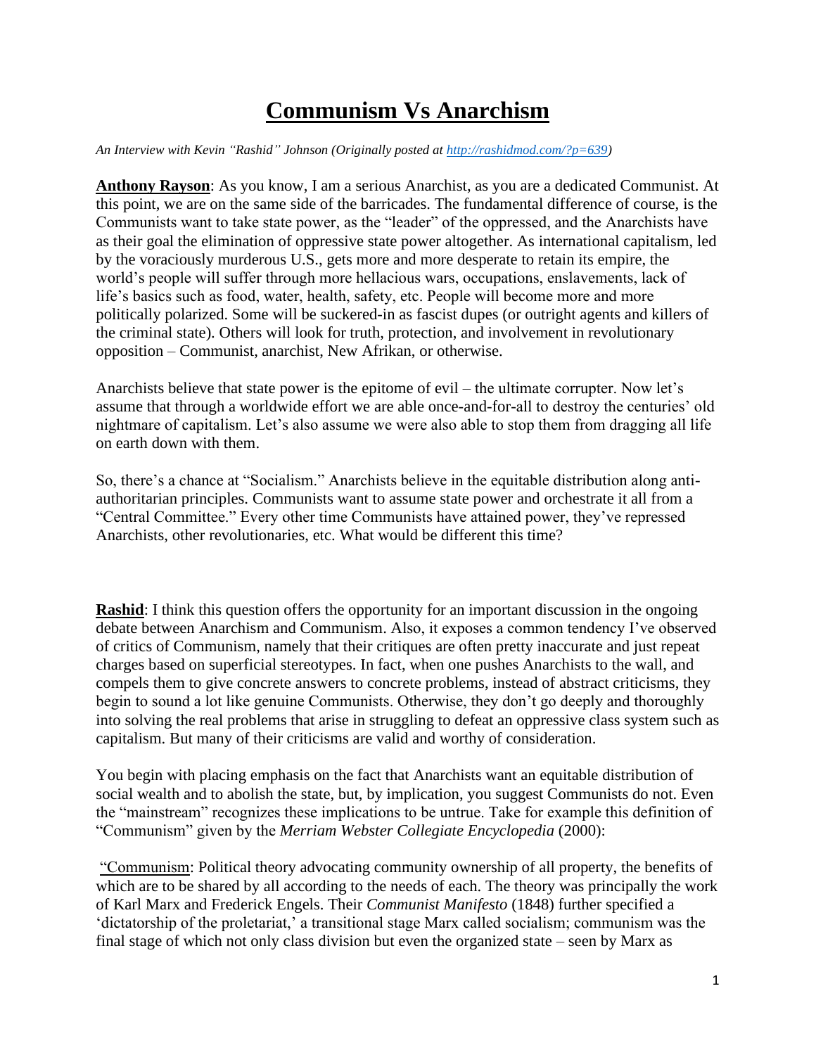# Communism Vs Anarchism

*An Interview with Kevin "Rashid" Johnson (Originally posted at [http://rashidmod.com/?p=639](http://rashidmod.com/?p=639))*

**Anthony Rayson**: As you know, I am a serious Anarchist, as you are a dedicated Communist. At this point, we are on the same side of the barricades. The fundamental difference of course, is the Communists want to take state power, as the "leader" of the oppressed, and the Anarchists have as their goal the elimination of oppressive state power altogether. As international capitalism, led by the voraciously murderous U.S., gets more and more desperate to retain its empire, the world's people will suffer through more hellacious wars, occupations, enslavements, lack of life's basics such as food, water, health, safety, etc. People will become more and more politically polarized. Some will be suckered-in as fascist dupes (or outright agents and killers of the criminal state). Others will look for truth, protection, and involvement in revolutionary opposition – Communist, anarchist, New Afrikan, or otherwise.

Anarchists believe that state power is the epitome of evil – the ultimate corrupter. Now let's assume that through a worldwide effort we are able once-and-for-all to destroy the centuries' old nightmare of capitalism. Let's also assume we were also able to stop them from dragging all life on earth down with them.

So, there's a chance at "Socialism." Anarchists believe in the equitable distribution along anti-authoritarian principles. Communists want to assume state power and orchestrate it all from a "Central Committee." Every other time Communists have attained power, they've repressed Anarchists, other revolutionaries, etc. What would be different this time?

**Rashid**: I think this question offers the opportunity for an important discussion in the ongoing debate between Anarchism and Communism. Also, it exposes a common tendency I've observed of critics of Communism, namely that their critiques are often pretty inaccurate and just repeat charges based on superficial stereotypes. In fact, when one pushes Anarchists to the wall, and compels them to give concrete answers to concrete problems, instead of abstract criticisms, they begin to sound a lot like genuine Communists. Otherwise, they don't go deeply and thoroughly into solving the real problems that arise in struggling to defeat an oppressive class system such as capitalism. But many of their criticisms are valid and worthy of consideration.

You begin with placing emphasis on the fact that Anarchists want an equitable distribution of social wealth and to abolish the state, but, by implication, you suggest Communists do not. Even the "mainstream" recognizes these implications to be untrue. Take for example this definition of "Communism" given by the *Merriam Webster Collegiate Encyclopedia* (2000):

"Communism: Political theory advocating community ownership of all property, the benefits of which are to be shared by all according to the needs of each. The theory was principally the work of Karl Marx and Frederick Engels. Their *Communist Manifesto* (1848) further specified a 'dictatorship of the proletariat,' a transitional stage Marx called socialism; communism was the final stage of which not only class division but even the organized state – seen by Marx as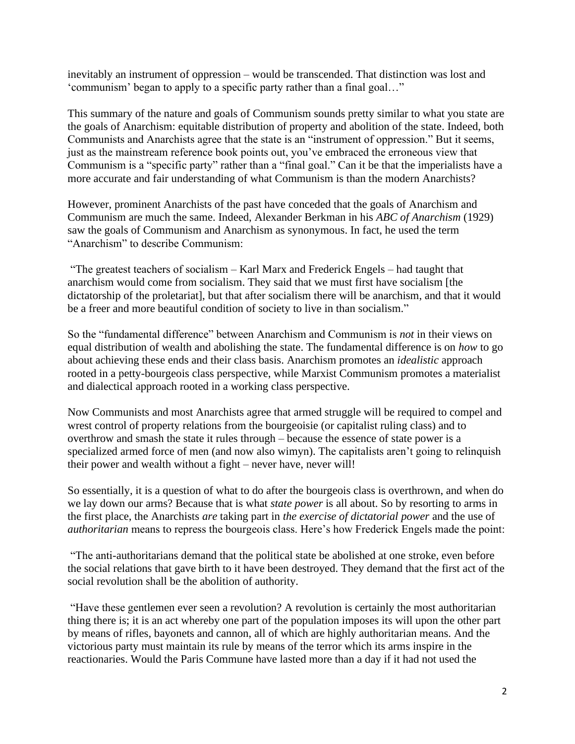inevitably an instrument of oppression – would be transcended. That distinction was lost and 'communism' began to apply to a specific party rather than a final goal…"

This summary of the nature and goals of Communism sounds pretty similar to what you state are the goals of Anarchism: equitable distribution of property and abolition of the state. Indeed, both Communists and Anarchists agree that the state is an "instrument of oppression." But it seems, just as the mainstream reference book points out, you've embraced the erroneous view that Communism is a "specific party" rather than a "final goal." Can it be that the imperialists have a more accurate and fair understanding of what Communism is than the modern Anarchists?

However, prominent Anarchists of the past have conceded that the goals of Anarchism and Communism are much the same. Indeed, Alexander Berkman in his *ABC of Anarchism* (1929) saw the goals of Communism and Anarchism as synonymous. In fact, he used the term "Anarchism" to describe Communism:

"The greatest teachers of socialism – Karl Marx and Frederick Engels – had taught that anarchism would come from socialism. They said that we must first have socialism [the dictatorship of the proletariat], but that after socialism there will be anarchism, and that it would be a freer and more beautiful condition of society to live in than socialism."

So the "fundamental difference" between Anarchism and Communism is *not* in their views on equal distribution of wealth and abolishing the state. The fundamental difference is on *how* to go about achieving these ends and their class basis. Anarchism promotes an *idealistic* approach rooted in a petty-bourgeois class perspective, while Marxist Communism promotes a materialist and dialectical approach rooted in a working class perspective.

Now Communists and most Anarchists agree that armed struggle will be required to compel and wrest control of property relations from the bourgeoisie (or capitalist ruling class) and to overthrow and smash the state it rules through – because the essence of state power is a specialized armed force of men (and now also wimyn). The capitalists aren't going to relinquish their power and wealth without a fight – never have, never will!

So essentially, it is a question of what to do after the bourgeois class is overthrown, and when do we lay down our arms? Because that is what *state power* is all about. So by resorting to arms in the first place, the Anarchists *are* taking part in *the exercise of dictatorial power* and the use of *authoritarian* means to repress the bourgeois class. Here's how Frederick Engels made the point:

"The anti-authoritarians demand that the political state be abolished at one stroke, even before the social relations that gave birth to it have been destroyed. They demand that the first act of the social revolution shall be the abolition of authority.

"Have these gentlemen ever seen a revolution? A revolution is certainly the most authoritarian thing there is; it is an act whereby one part of the population imposes its will upon the other part by means of rifles, bayonets and cannon, all of which are highly authoritarian means. And the victorious party must maintain its rule by means of the terror which its arms inspire in the reactionaries. Would the Paris Commune have lasted more than a day if it had not used the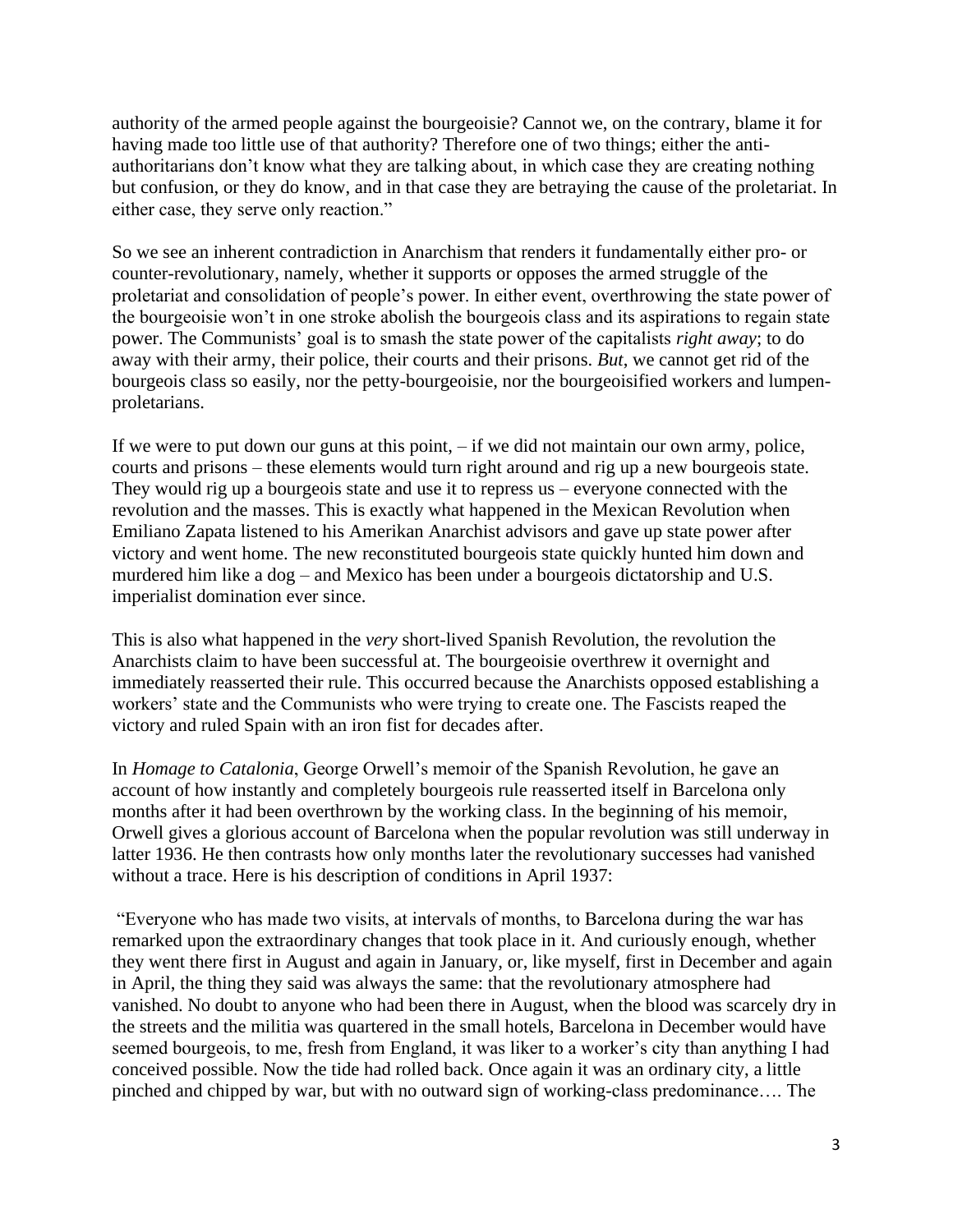authority of the armed people against the bourgeoisie? Cannot we, on the contrary, blame it for having made too little use of that authority? Therefore one of two things; either the anti-authoritarians don't know what they are talking about, in which case they are creating nothing but confusion, or they do know, and in that case they are betraying the cause of the proletariat. In either case, they serve only reaction."

So we see an inherent contradiction in Anarchism that renders it fundamentally either pro- or counter-revolutionary, namely, whether it supports or opposes the armed struggle of the proletariat and consolidation of people's power. In either event, overthrowing the state power of the bourgeoisie won't in one stroke abolish the bourgeois class and its aspirations to regain state power. The Communists' goal is to smash the state power of the capitalists *right away*; to do away with their army, their police, their courts and their prisons. *But*, we cannot get rid of the bourgeois class so easily, nor the petty-bourgeoisie, nor the bourgeoisified workers and lumpen-proletarians.

If we were to put down our guns at this point, – if we did not maintain our own army, police, courts and prisons – these elements would turn right around and rig up a new bourgeois state. They would rig up a bourgeois state and use it to repress us – everyone connected with the revolution and the masses. This is exactly what happened in the Mexican Revolution when Emiliano Zapata listened to his Amerikan Anarchist advisors and gave up state power after victory and went home. The new reconstituted bourgeois state quickly hunted him down and murdered him like a dog – and Mexico has been under a bourgeois dictatorship and U.S. imperialist domination ever since.

This is also what happened in the *very* short-lived Spanish Revolution, the revolution the Anarchists claim to have been successful at. The bourgeoisie overthrew it overnight and immediately reasserted their rule. This occurred because the Anarchists opposed establishing a workers' state and the Communists who were trying to create one. The Fascists reaped the victory and ruled Spain with an iron fist for decades after.

In *Homage to Catalonia*, George Orwell's memoir of the Spanish Revolution, he gave an account of how instantly and completely bourgeois rule reasserted itself in Barcelona only months after it had been overthrown by the working class. In the beginning of his memoir, Orwell gives a glorious account of Barcelona when the popular revolution was still underway in latter 1936. He then contrasts how only months later the revolutionary successes had vanished without a trace. Here is his description of conditions in April 1937:

"Everyone who has made two visits, at intervals of months, to Barcelona during the war has remarked upon the extraordinary changes that took place in it. And curiously enough, whether they went there first in August and again in January, or, like myself, first in December and again in April, the thing they said was always the same: that the revolutionary atmosphere had vanished. No doubt to anyone who had been there in August, when the blood was scarcely dry in the streets and the militia was quartered in the small hotels, Barcelona in December would have seemed bourgeois, to me, fresh from England, it was liker to a worker's city than anything I had conceived possible. Now the tide had rolled back. Once again it was an ordinary city, a little pinched and chipped by war, but with no outward sign of working-class predominance…. The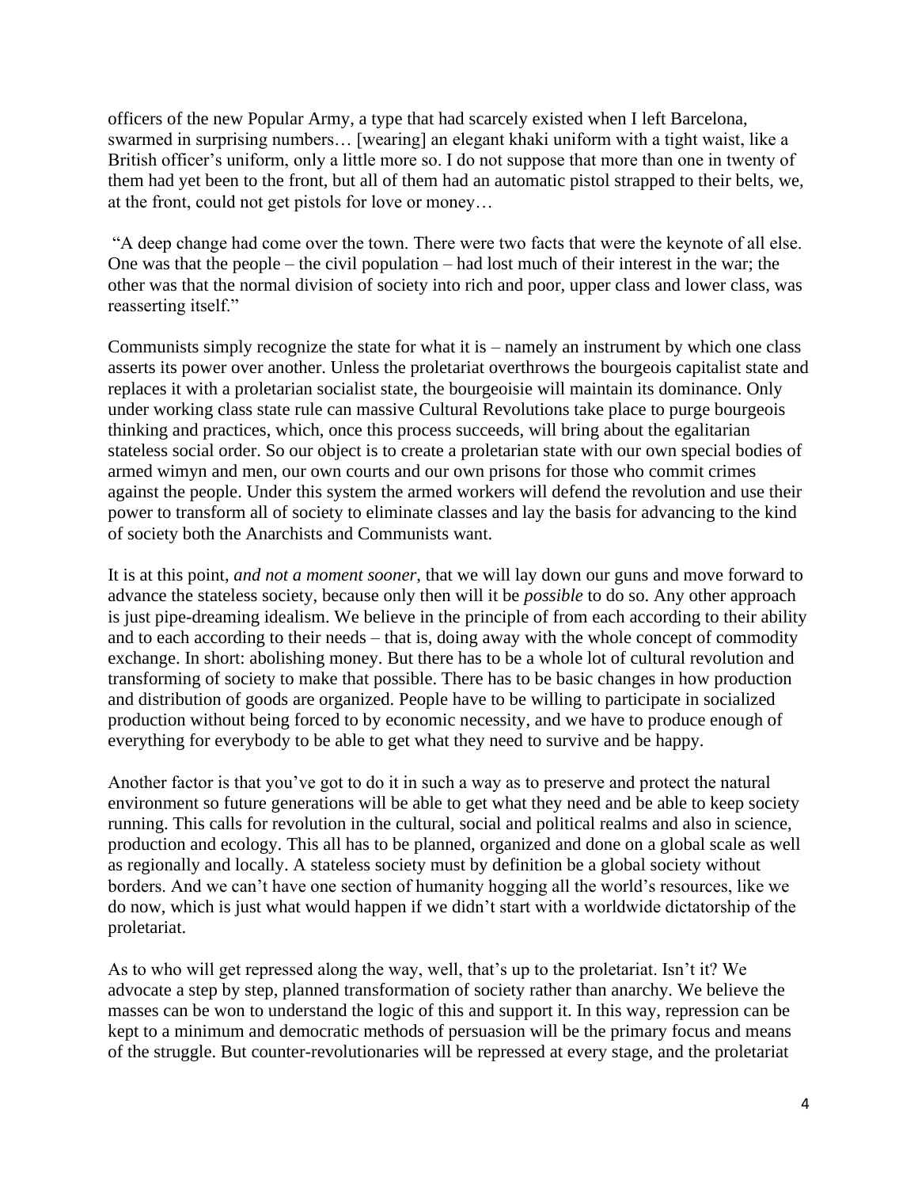officers of the new Popular Army, a type that had scarcely existed when I left Barcelona, swarmed in surprising numbers… [wearing] an elegant khaki uniform with a tight waist, like a British officer's uniform, only a little more so. I do not suppose that more than one in twenty of them had yet been to the front, but all of them had an automatic pistol strapped to their belts, we, at the front, could not get pistols for love or money…

"A deep change had come over the town. There were two facts that were the keynote of all else. One was that the people – the civil population – had lost much of their interest in the war; the other was that the normal division of society into rich and poor, upper class and lower class, was reasserting itself."

Communists simply recognize the state for what it is – namely an instrument by which one class asserts its power over another. Unless the proletariat overthrows the bourgeois capitalist state and replaces it with a proletarian socialist state, the bourgeoisie will maintain its dominance. Only under working class state rule can massive Cultural Revolutions take place to purge bourgeois thinking and practices, which, once this process succeeds, will bring about the egalitarian stateless social order. So our object is to create a proletarian state with our own special bodies of armed wimyn and men, our own courts and our own prisons for those who commit crimes against the people. Under this system the armed workers will defend the revolution and use their power to transform all of society to eliminate classes and lay the basis for advancing to the kind of society both the Anarchists and Communists want.

It is at this point, *and not a moment sooner*, that we will lay down our guns and move forward to advance the stateless society, because only then will it be *possible* to do so. Any other approach is just pipe-dreaming idealism. We believe in the principle of from each according to their ability and to each according to their needs – that is, doing away with the whole concept of commodity exchange. In short: abolishing money. But there has to be a whole lot of cultural revolution and transforming of society to make that possible. There has to be basic changes in how production and distribution of goods are organized. People have to be willing to participate in socialized production without being forced to by economic necessity, and we have to produce enough of everything for everybody to be able to get what they need to survive and be happy.

Another factor is that you've got to do it in such a way as to preserve and protect the natural environment so future generations will be able to get what they need and be able to keep society running. This calls for revolution in the cultural, social and political realms and also in science, production and ecology. This all has to be planned, organized and done on a global scale as well as regionally and locally. A stateless society must by definition be a global society without borders. And we can't have one section of humanity hogging all the world's resources, like we do now, which is just what would happen if we didn't start with a worldwide dictatorship of the proletariat.

As to who will get repressed along the way, well, that's up to the proletariat. Isn't it? We advocate a step by step, planned transformation of society rather than anarchy. We believe the masses can be won to understand the logic of this and support it. In this way, repression can be kept to a minimum and democratic methods of persuasion will be the primary focus and means of the struggle. But counter-revolutionaries will be repressed at every stage, and the proletariat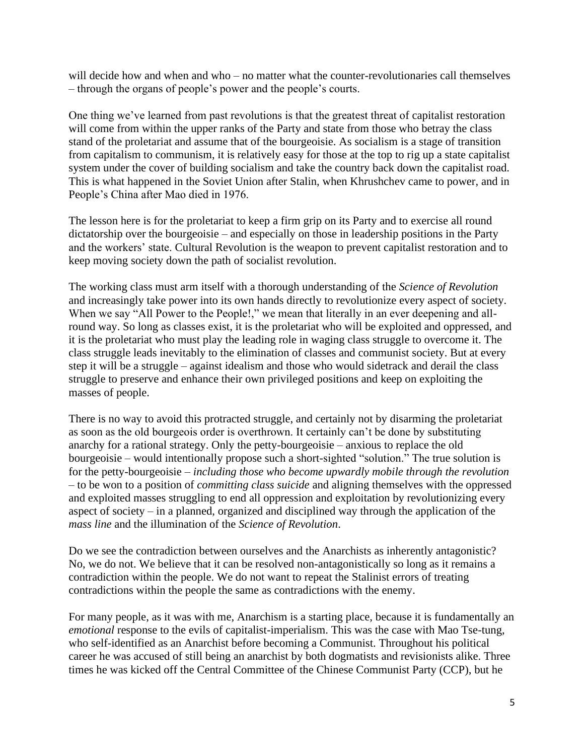will decide how and when and who – no matter what the counter-revolutionaries call themselves – through the organs of people's power and the people's courts.

One thing we've learned from past revolutions is that the greatest threat of capitalist restoration will come from within the upper ranks of the Party and state from those who betray the class stand of the proletariat and assume that of the bourgeoisie. As socialism is a stage of transition from capitalism to communism, it is relatively easy for those at the top to rig up a state capitalist system under the cover of building socialism and take the country back down the capitalist road. This is what happened in the Soviet Union after Stalin, when Khrushchev came to power, and in People's China after Mao died in 1976.

The lesson here is for the proletariat to keep a firm grip on its Party and to exercise all round dictatorship over the bourgeoisie – and especially on those in leadership positions in the Party and the workers' state. Cultural Revolution is the weapon to prevent capitalist restoration and to keep moving society down the path of socialist revolution.

The working class must arm itself with a thorough understanding of the *Science of Revolution* and increasingly take power into its own hands directly to revolutionize every aspect of society. When we say "All Power to the People!," we mean that literally in an ever deepening and all-round way. So long as classes exist, it is the proletariat who will be exploited and oppressed, and it is the proletariat who must play the leading role in waging class struggle to overcome it. The class struggle leads inevitably to the elimination of classes and communist society. But at every step it will be a struggle – against idealism and those who would sidetrack and derail the class struggle to preserve and enhance their own privileged positions and keep on exploiting the masses of people.

There is no way to avoid this protracted struggle, and certainly not by disarming the proletariat as soon as the old bourgeois order is overthrown. It certainly can't be done by substituting anarchy for a rational strategy. Only the petty-bourgeoisie – anxious to replace the old bourgeoisie – would intentionally propose such a short-sighted "solution." The true solution is for the petty-bourgeoisie – *including those who become upwardly mobile through the revolution* – to be won to a position of *committing class suicide* and aligning themselves with the oppressed and exploited masses struggling to end all oppression and exploitation by revolutionizing every aspect of society – in a planned, organized and disciplined way through the application of the *mass line* and the illumination of the *Science of Revolution*.

Do we see the contradiction between ourselves and the Anarchists as inherently antagonistic? No, we do not. We believe that it can be resolved non-antagonistically so long as it remains a contradiction within the people. We do not want to repeat the Stalinist errors of treating contradictions within the people the same as contradictions with the enemy.

For many people, as it was with me, Anarchism is a starting place, because it is fundamentally an *emotional* response to the evils of capitalist-imperialism. This was the case with Mao Tse-tung, who self-identified as an Anarchist before becoming a Communist. Throughout his political career he was accused of still being an anarchist by both dogmatists and revisionists alike. Three times he was kicked off the Central Committee of the Chinese Communist Party (CCP), but he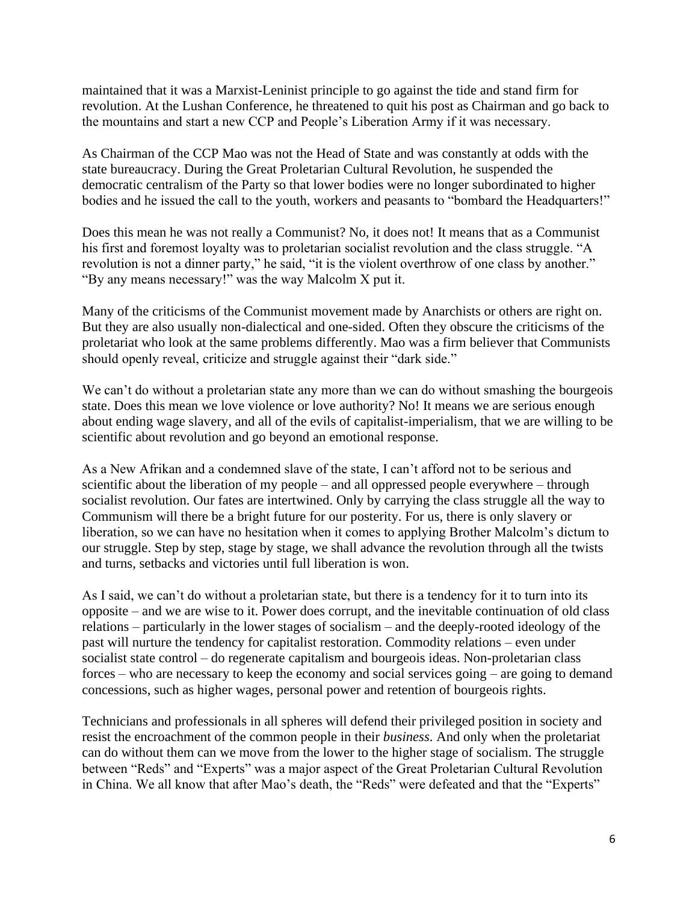maintained that it was a Marxist-Leninist principle to go against the tide and stand firm for revolution. At the Lushan Conference, he threatened to quit his post as Chairman and go back to the mountains and start a new CCP and People's Liberation Army if it was necessary.

As Chairman of the CCP Mao was not the Head of State and was constantly at odds with the state bureaucracy. During the Great Proletarian Cultural Revolution, he suspended the democratic centralism of the Party so that lower bodies were no longer subordinated to higher bodies and he issued the call to the youth, workers and peasants to "bombard the Headquarters!"

Does this mean he was not really a Communist? No, it does not! It means that as a Communist his first and foremost loyalty was to proletarian socialist revolution and the class struggle. "A revolution is not a dinner party," he said, "it is the violent overthrow of one class by another." "By any means necessary!" was the way Malcolm X put it.

Many of the criticisms of the Communist movement made by Anarchists or others are right on. But they are also usually non-dialectical and one-sided. Often they obscure the criticisms of the proletariat who look at the same problems differently. Mao was a firm believer that Communists should openly reveal, criticize and struggle against their "dark side."

We can't do without a proletarian state any more than we can do without smashing the bourgeois state. Does this mean we love violence or love authority? No! It means we are serious enough about ending wage slavery, and all of the evils of capitalist-imperialism, that we are willing to be scientific about revolution and go beyond an emotional response.

As a New Afrikan and a condemned slave of the state, I can't afford not to be serious and scientific about the liberation of my people – and all oppressed people everywhere – through socialist revolution. Our fates are intertwined. Only by carrying the class struggle all the way to Communism will there be a bright future for our posterity. For us, there is only slavery or liberation, so we can have no hesitation when it comes to applying Brother Malcolm's dictum to our struggle. Step by step, stage by stage, we shall advance the revolution through all the twists and turns, setbacks and victories until full liberation is won.

As I said, we can't do without a proletarian state, but there is a tendency for it to turn into its opposite – and we are wise to it. Power does corrupt, and the inevitable continuation of old class relations – particularly in the lower stages of socialism – and the deeply-rooted ideology of the past will nurture the tendency for capitalist restoration. Commodity relations – even under socialist state control – do regenerate capitalism and bourgeois ideas. Non-proletarian class forces – who are necessary to keep the economy and social services going – are going to demand concessions, such as higher wages, personal power and retention of bourgeois rights.

Technicians and professionals in all spheres will defend their privileged position in society and resist the encroachment of the common people in their *business*. And only when the proletariat can do without them can we move from the lower to the higher stage of socialism. The struggle between "Reds" and "Experts" was a major aspect of the Great Proletarian Cultural Revolution in China. We all know that after Mao's death, the "Reds" were defeated and that the "Experts"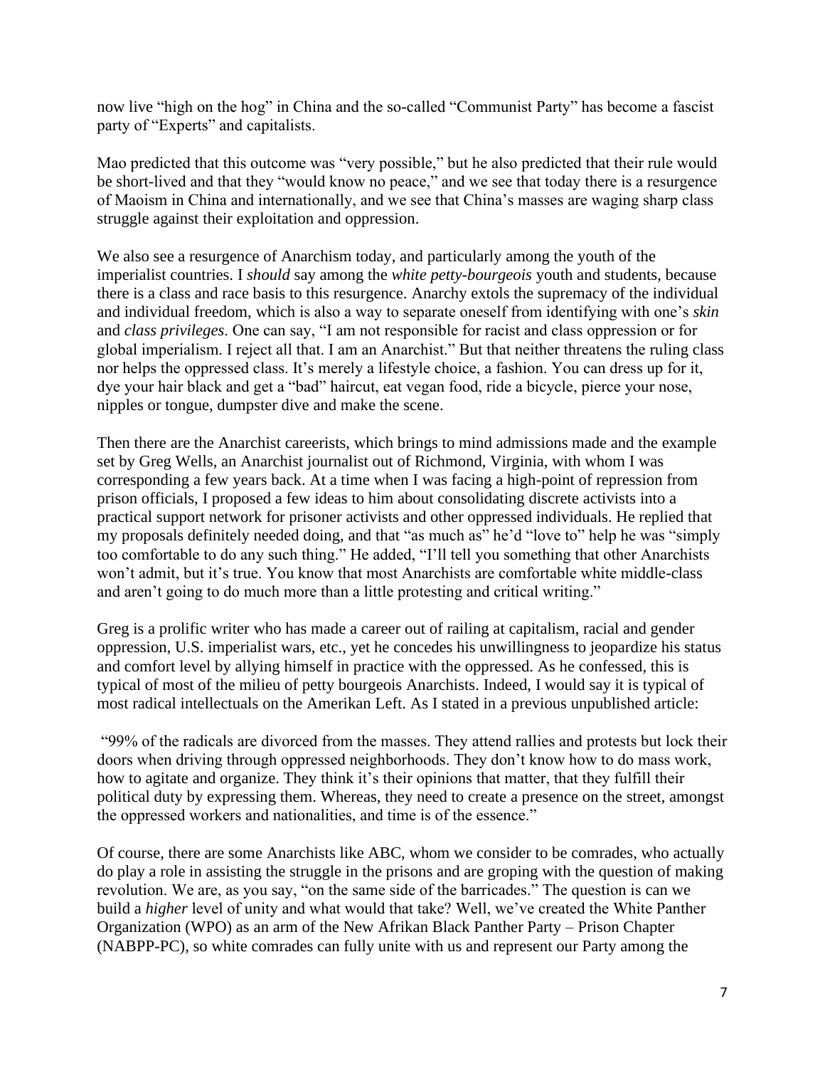now live "high on the hog" in China and the so-called "Communist Party" has become a fascist party of "Experts" and capitalists.

Mao predicted that this outcome was "very possible," but he also predicted that their rule would be short-lived and that they "would know no peace," and we see that today there is a resurgence of Maoism in China and internationally, and we see that China's masses are waging sharp class struggle against their exploitation and oppression.

We also see a resurgence of Anarchism today, and particularly among the youth of the imperialist countries. I *should* say among the *white petty-bourgeois* youth and students, because there is a class and race basis to this resurgence. Anarchy extols the supremacy of the individual and individual freedom, which is also a way to separate oneself from identifying with one's *skin* and *class privileges*. One can say, "I am not responsible for racist and class oppression or for global imperialism. I reject all that. I am an Anarchist." But that neither threatens the ruling class nor helps the oppressed class. It's merely a lifestyle choice, a fashion. You can dress up for it, dye your hair black and get a "bad" haircut, eat vegan food, ride a bicycle, pierce your nose, nipples or tongue, dumpster dive and make the scene.

Then there are the Anarchist careerists, which brings to mind admissions made and the example set by Greg Wells, an Anarchist journalist out of Richmond, Virginia, with whom I was corresponding a few years back. At a time when I was facing a high-point of repression from prison officials, I proposed a few ideas to him about consolidating discrete activists into a practical support network for prisoner activists and other oppressed individuals. He replied that my proposals definitely needed doing, and that "as much as" he'd "love to" help he was "simply too comfortable to do any such thing." He added, "I'll tell you something that other Anarchists won't admit, but it's true. You know that most Anarchists are comfortable white middle-class and aren't going to do much more than a little protesting and critical writing."

Greg is a prolific writer who has made a career out of railing at capitalism, racial and gender oppression, U.S. imperialist wars, etc., yet he concedes his unwillingness to jeopardize his status and comfort level by allying himself in practice with the oppressed. As he confessed, this is typical of most of the milieu of petty bourgeois Anarchists. Indeed, I would say it is typical of most radical intellectuals on the Amerikan Left. As I stated in a previous unpublished article:

"99% of the radicals are divorced from the masses. They attend rallies and protests but lock their doors when driving through oppressed neighborhoods. They don't know how to do mass work, how to agitate and organize. They think it's their opinions that matter, that they fulfill their political duty by expressing them. Whereas, they need to create a presence on the street, amongst the oppressed workers and nationalities, and time is of the essence."

Of course, there are some Anarchists like ABC, whom we consider to be comrades, who actually do play a role in assisting the struggle in the prisons and are groping with the question of making revolution. We are, as you say, "on the same side of the barricades." The question is can we build a *higher* level of unity and what would that take? Well, we've created the White Panther Organization (WPO) as an arm of the New Afrikan Black Panther Party – Prison Chapter (NABPP-PC), so white comrades can fully unite with us and represent our Party among the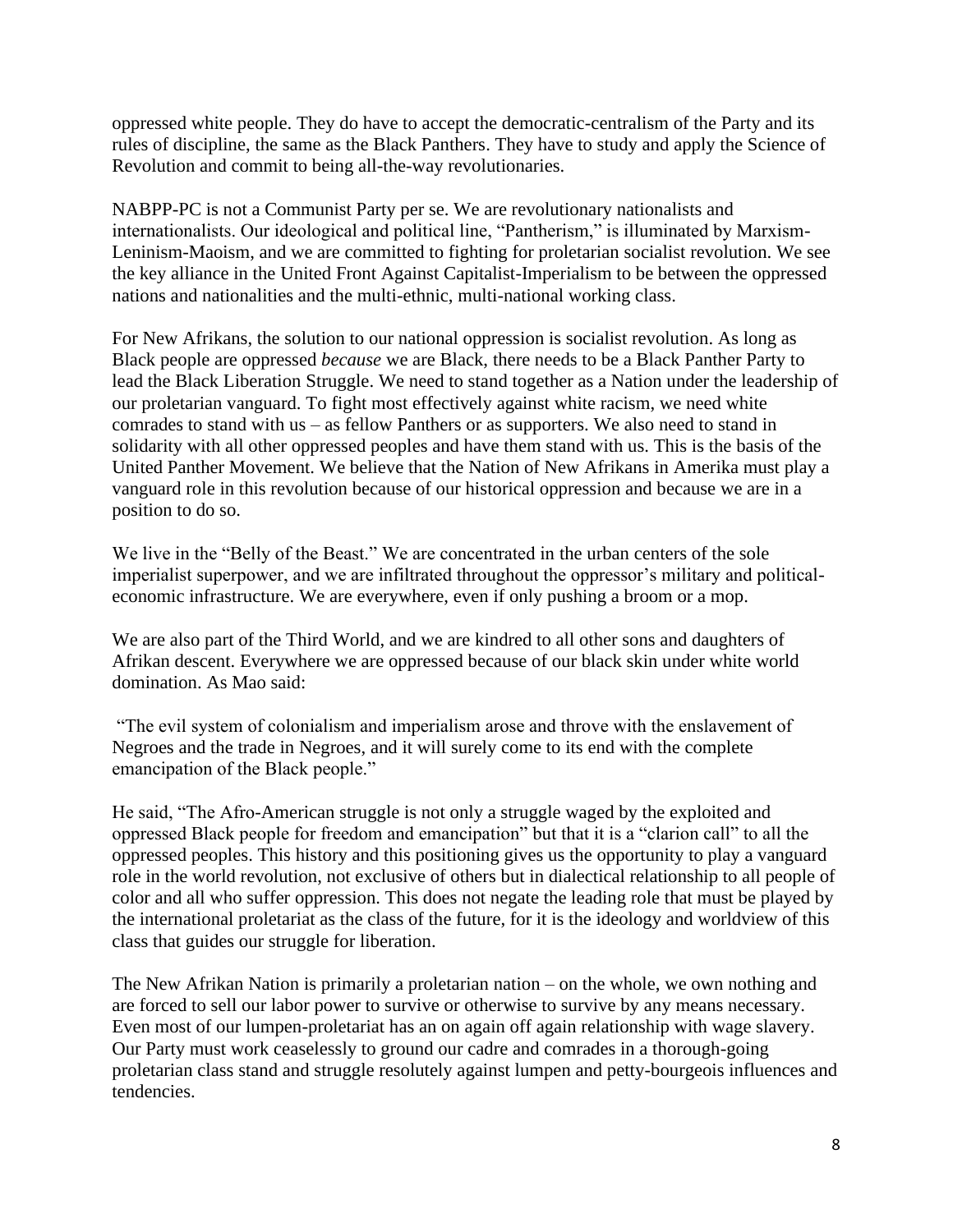oppressed white people. They do have to accept the democratic-centralism of the Party and its rules of discipline, the same as the Black Panthers. They have to study and apply the Science of Revolution and commit to being all-the-way revolutionaries.

NABPP-PC is not a Communist Party per se. We are revolutionary nationalists and internationalists. Our ideological and political line, "Pantherism," is illuminated by Marxism-Leninism-Maoism, and we are committed to fighting for proletarian socialist revolution. We see the key alliance in the United Front Against Capitalist-Imperialism to be between the oppressed nations and nationalities and the multi-ethnic, multi-national working class.

For New Afrikans, the solution to our national oppression is socialist revolution. As long as Black people are oppressed *because* we are Black, there needs to be a Black Panther Party to lead the Black Liberation Struggle. We need to stand together as a Nation under the leadership of our proletarian vanguard. To fight most effectively against white racism, we need white comrades to stand with us – as fellow Panthers or as supporters. We also need to stand in solidarity with all other oppressed peoples and have them stand with us. This is the basis of the United Panther Movement. We believe that the Nation of New Afrikans in Amerika must play a vanguard role in this revolution because of our historical oppression and because we are in a position to do so.

We live in the "Belly of the Beast." We are concentrated in the urban centers of the sole imperialist superpower, and we are infiltrated throughout the oppressor's military and political-economic infrastructure. We are everywhere, even if only pushing a broom or a mop.

We are also part of the Third World, and we are kindred to all other sons and daughters of Afrikan descent. Everywhere we are oppressed because of our black skin under white world domination. As Mao said:

"The evil system of colonialism and imperialism arose and throve with the enslavement of Negroes and the trade in Negroes, and it will surely come to its end with the complete emancipation of the Black people."

He said, "The Afro-American struggle is not only a struggle waged by the exploited and oppressed Black people for freedom and emancipation" but that it is a "clarion call" to all the oppressed peoples. This history and this positioning gives us the opportunity to play a vanguard role in the world revolution, not exclusive of others but in dialectical relationship to all people of color and all who suffer oppression. This does not negate the leading role that must be played by the international proletariat as the class of the future, for it is the ideology and worldview of this class that guides our struggle for liberation.

The New Afrikan Nation is primarily a proletarian nation – on the whole, we own nothing and are forced to sell our labor power to survive or otherwise to survive by any means necessary. Even most of our lumpen-proletariat has an on again off again relationship with wage slavery. Our Party must work ceaselessly to ground our cadre and comrades in a thorough-going proletarian class stand and struggle resolutely against lumpen and petty-bourgeois influences and tendencies.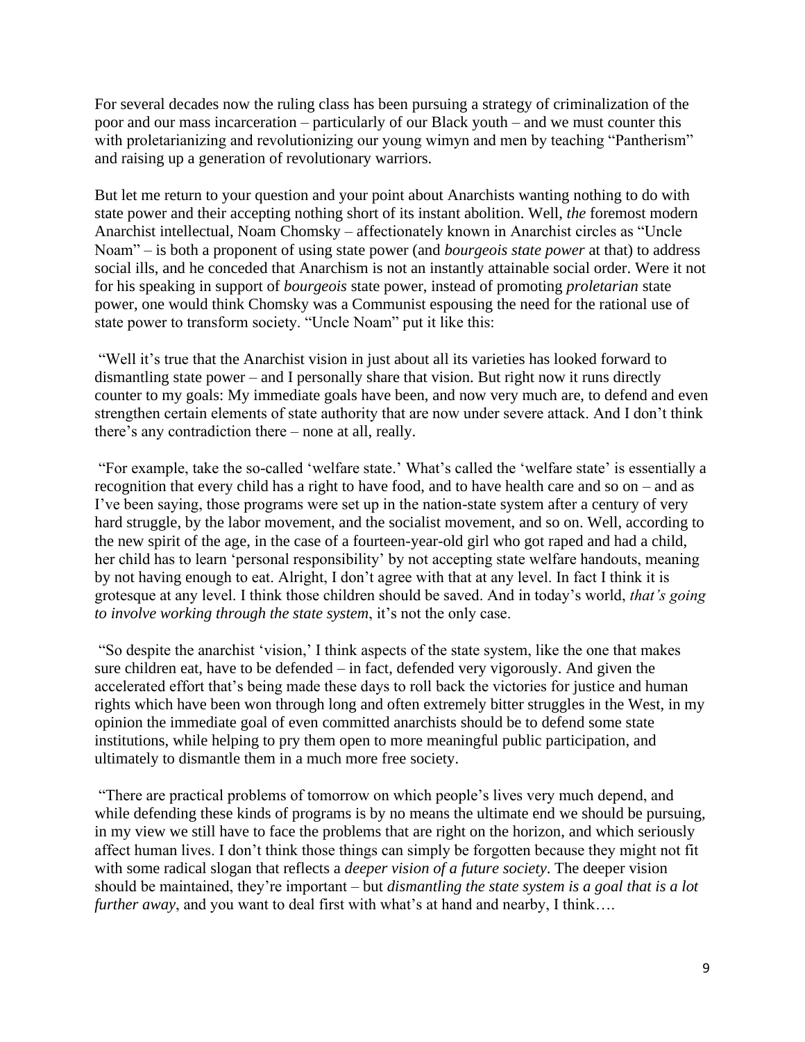For several decades now the ruling class has been pursuing a strategy of criminalization of the poor and our mass incarceration – particularly of our Black youth – and we must counter this with proletarianizing and revolutionizing our young wimyn and men by teaching "Pantherism" and raising up a generation of revolutionary warriors.

But let me return to your question and your point about Anarchists wanting nothing to do with state power and their accepting nothing short of its instant abolition. Well, *the* foremost modern Anarchist intellectual, Noam Chomsky – affectionately known in Anarchist circles as "Uncle Noam" – is both a proponent of using state power (and *bourgeois state power* at that) to address social ills, and he conceded that Anarchism is not an instantly attainable social order. Were it not for his speaking in support of *bourgeois* state power, instead of promoting *proletarian* state power, one would think Chomsky was a Communist espousing the need for the rational use of state power to transform society. "Uncle Noam" put it like this:

"Well it's true that the Anarchist vision in just about all its varieties has looked forward to dismantling state power – and I personally share that vision. But right now it runs directly counter to my goals: My immediate goals have been, and now very much are, to defend and even strengthen certain elements of state authority that are now under severe attack. And I don't think there's any contradiction there – none at all, really.

"For example, take the so-called 'welfare state.' What's called the 'welfare state' is essentially a recognition that every child has a right to have food, and to have health care and so on – and as I've been saying, those programs were set up in the nation-state system after a century of very hard struggle, by the labor movement, and the socialist movement, and so on. Well, according to the new spirit of the age, in the case of a fourteen-year-old girl who got raped and had a child, her child has to learn 'personal responsibility' by not accepting state welfare handouts, meaning by not having enough to eat. Alright, I don't agree with that at any level. In fact I think it is grotesque at any level. I think those children should be saved. And in today's world, *that's going to involve working through the state system*, it's not the only case.

"So despite the anarchist 'vision,' I think aspects of the state system, like the one that makes sure children eat, have to be defended – in fact, defended very vigorously. And given the accelerated effort that's being made these days to roll back the victories for justice and human rights which have been won through long and often extremely bitter struggles in the West, in my opinion the immediate goal of even committed anarchists should be to defend some state institutions, while helping to pry them open to more meaningful public participation, and ultimately to dismantle them in a much more free society.

"There are practical problems of tomorrow on which people's lives very much depend, and while defending these kinds of programs is by no means the ultimate end we should be pursuing, in my view we still have to face the problems that are right on the horizon, and which seriously affect human lives. I don't think those things can simply be forgotten because they might not fit with some radical slogan that reflects a *deeper vision of a future society*. The deeper vision should be maintained, they're important – but *dismantling the state system is a goal that is a lot further away*, and you want to deal first with what's at hand and nearby, I think….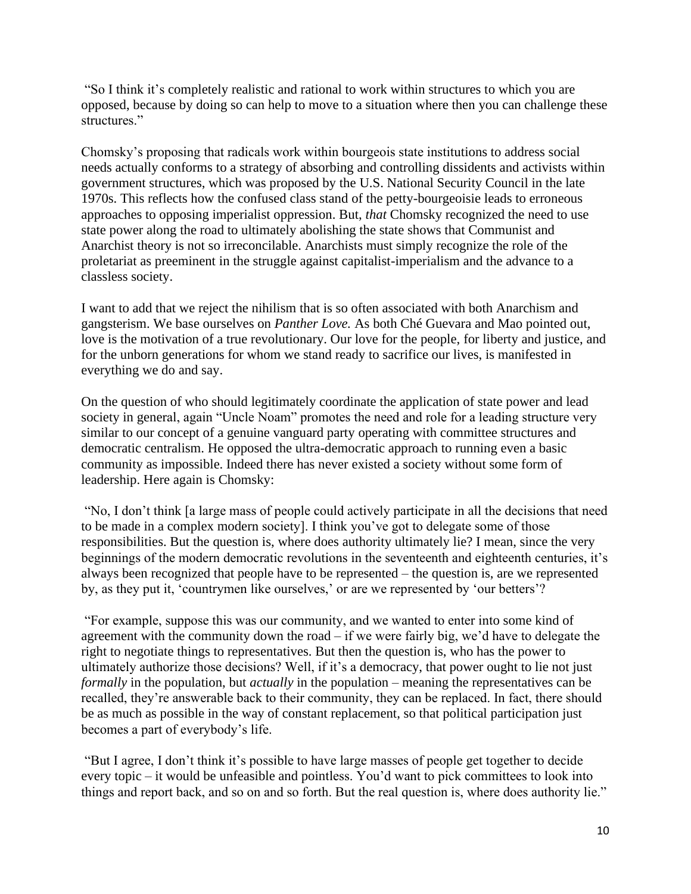"So I think it's completely realistic and rational to work within structures to which you are opposed, because by doing so can help to move to a situation where then you can challenge these structures."

Chomsky's proposing that radicals work within bourgeois state institutions to address social needs actually conforms to a strategy of absorbing and controlling dissidents and activists within government structures, which was proposed by the U.S. National Security Council in the late 1970s. This reflects how the confused class stand of the petty-bourgeoisie leads to erroneous approaches to opposing imperialist oppression. But, *that* Chomsky recognized the need to use state power along the road to ultimately abolishing the state shows that Communist and Anarchist theory is not so irreconcilable. Anarchists must simply recognize the role of the proletariat as preeminent in the struggle against capitalist-imperialism and the advance to a classless society.

I want to add that we reject the nihilism that is so often associated with both Anarchism and gangsterism. We base ourselves on *Panther Love.* As both Ché Guevara and Mao pointed out, love is the motivation of a true revolutionary. Our love for the people, for liberty and justice, and for the unborn generations for whom we stand ready to sacrifice our lives, is manifested in everything we do and say.

On the question of who should legitimately coordinate the application of state power and lead society in general, again "Uncle Noam" promotes the need and role for a leading structure very similar to our concept of a genuine vanguard party operating with committee structures and democratic centralism. He opposed the ultra-democratic approach to running even a basic community as impossible. Indeed there has never existed a society without some form of leadership. Here again is Chomsky:

"No, I don't think [a large mass of people could actively participate in all the decisions that need to be made in a complex modern society]. I think you've got to delegate some of those responsibilities. But the question is, where does authority ultimately lie? I mean, since the very beginnings of the modern democratic revolutions in the seventeenth and eighteenth centuries, it's always been recognized that people have to be represented – the question is, are we represented by, as they put it, 'countrymen like ourselves,' or are we represented by 'our betters'?

"For example, suppose this was our community, and we wanted to enter into some kind of agreement with the community down the road – if we were fairly big, we'd have to delegate the right to negotiate things to representatives. But then the question is, who has the power to ultimately authorize those decisions? Well, if it's a democracy, that power ought to lie not just *formally* in the population, but *actually* in the population – meaning the representatives can be recalled, they're answerable back to their community, they can be replaced. In fact, there should be as much as possible in the way of constant replacement, so that political participation just becomes a part of everybody's life.

"But I agree, I don't think it's possible to have large masses of people get together to decide every topic – it would be unfeasible and pointless. You'd want to pick committees to look into things and report back, and so on and so forth. But the real question is, where does authority lie."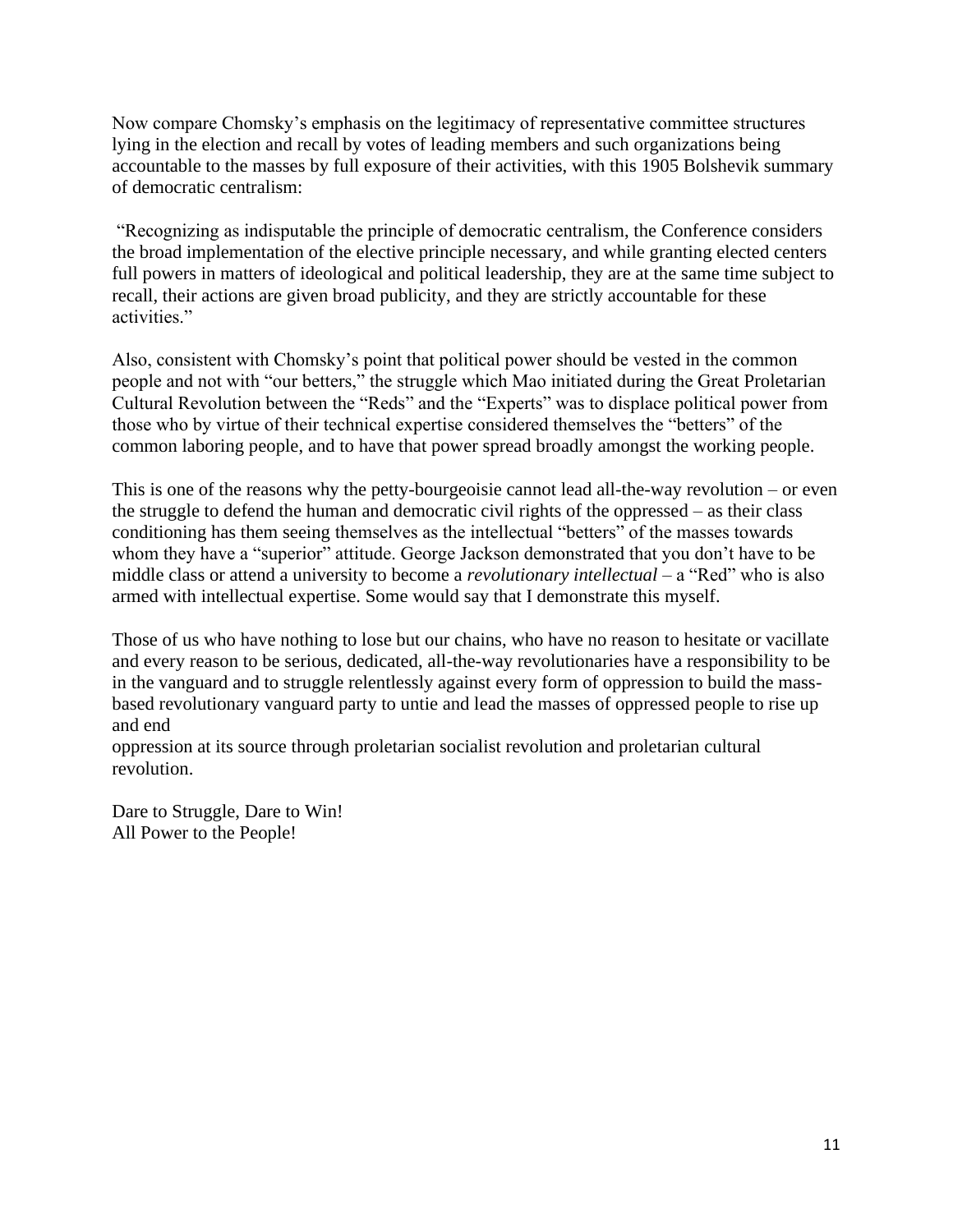Now compare Chomsky's emphasis on the legitimacy of representative committee structures lying in the election and recall by votes of leading members and such organizations being accountable to the masses by full exposure of their activities, with this 1905 Bolshevik summary of democratic centralism:

"Recognizing as indisputable the principle of democratic centralism, the Conference considers the broad implementation of the elective principle necessary, and while granting elected centers full powers in matters of ideological and political leadership, they are at the same time subject to recall, their actions are given broad publicity, and they are strictly accountable for these activities."

Also, consistent with Chomsky's point that political power should be vested in the common people and not with "our betters," the struggle which Mao initiated during the Great Proletarian Cultural Revolution between the "Reds" and the "Experts" was to displace political power from those who by virtue of their technical expertise considered themselves the "betters" of the common laboring people, and to have that power spread broadly amongst the working people.

This is one of the reasons why the petty-bourgeoisie cannot lead all-the-way revolution – or even the struggle to defend the human and democratic civil rights of the oppressed – as their class conditioning has them seeing themselves as the intellectual "betters" of the masses towards whom they have a "superior" attitude. George Jackson demonstrated that you don't have to be middle class or attend a university to become a *revolutionary intellectual* – a "Red" who is also armed with intellectual expertise. Some would say that I demonstrate this myself.

Those of us who have nothing to lose but our chains, who have no reason to hesitate or vacillate and every reason to be serious, dedicated, all-the-way revolutionaries have a responsibility to be in the vanguard and to struggle relentlessly against every form of oppression to build the mass-based revolutionary vanguard party to untie and lead the masses of oppressed people to rise up and end oppression at its source through proletarian socialist revolution and proletarian cultural revolution.

Dare to Struggle, Dare to Win!
All Power to the People!